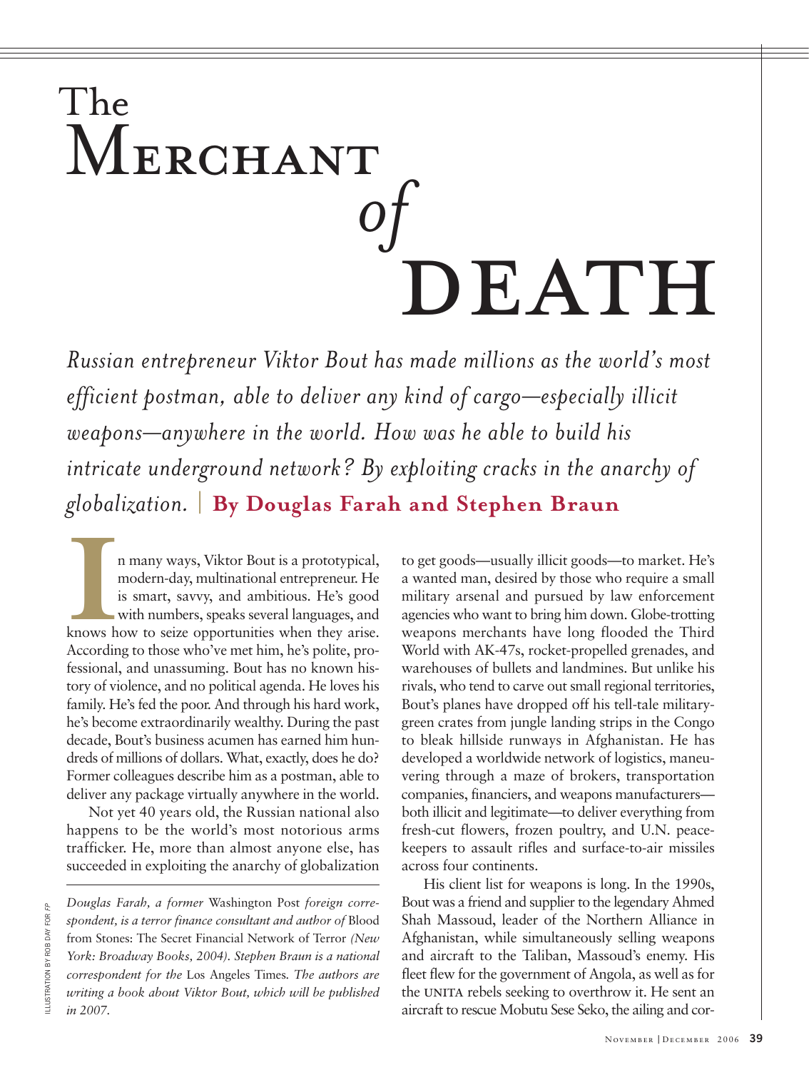# The Merchant *of* Death

*Russian entrepreneur Viktor Bout has made millions as the world's most efficient postman, able to deliver any kind of cargo—especially illicit weapons—anywhere in the world. How was he able to build his intricate underground network? By exploiting cracks in the anarchy of globalization.* | **By Douglas Farah and Stephen Braun**

In many ways, Viktor Bout is a prototypical, modern-day, multinational entrepreneur. He is smart, savvy, and ambitious. He's good with numbers, speaks several languages, and knows how to seize opportunities when they arise. According to those who've met him, he's polite, professional, and unassuming. Bout has no known history of violence, and no political agenda. He loves his family. He's fed the poor. And through his hard work, he's become extraordinarily wealthy. During the past decade, Bout's business acumen has earned him hundreds of millions of dollars. What, exactly, does he do? Former colleagues describe him as a postman, able to deliver any package virtually anywhere in the world.

Not yet 40 years old, the Russian national also happens to be the world's most notorious arms trafficker. He, more than almost anyone else, has succeeded in exploiting the anarchy of globalization to get goods—usually illicit goods—to market. He's a wanted man, desired by those who require a small military arsenal and pursued by law enforcement agencies who want to bring him down. Globe-trotting weapons merchants have long flooded the Third World with AK-47s, rocket-propelled grenades, and warehouses of bullets and landmines. But unlike his rivals, who tend to carve out small regional territories, Bout's planes have dropped off his tell-tale military-green crates from jungle landing strips in the Congo to bleak hillside runways in Afghanistan. He has developed a worldwide network of logistics, maneuvering through a maze of brokers, transportation companies, financiers, and weapons manufacturers—both illicit and legitimate—to deliver everything from fresh-cut flowers, frozen poultry, and U.N. peacekeepers to assault rifles and surface-to-air missiles across four continents.

His client list for weapons is long. In the 1990s, Bout was a friend and supplier to the legendary Ahmed Shah Massoud, leader of the Northern Alliance in Afghanistan, while simultaneously selling weapons and aircraft to the Taliban, Massoud's enemy. His fleet flew for the government of Angola, as well as for the UNITA rebels seeking to overthrow it. He sent an aircraft to rescue Mobutu Sese Seko, the ailing and cor-

*Douglas Farah, a former* Washington Post *foreign correspondent, is a terror finance consultant and author of* Blood from Stones: The Secret Financial Network of Terror *(New York: Broadway Books, 2004). Stephen Braun is a national correspondent for the* Los Angeles Times. *The authors are writing a book about Viktor Bout, which will be published in 2007.*

ILLUSTRATION BY ROB DAY FOR *FP*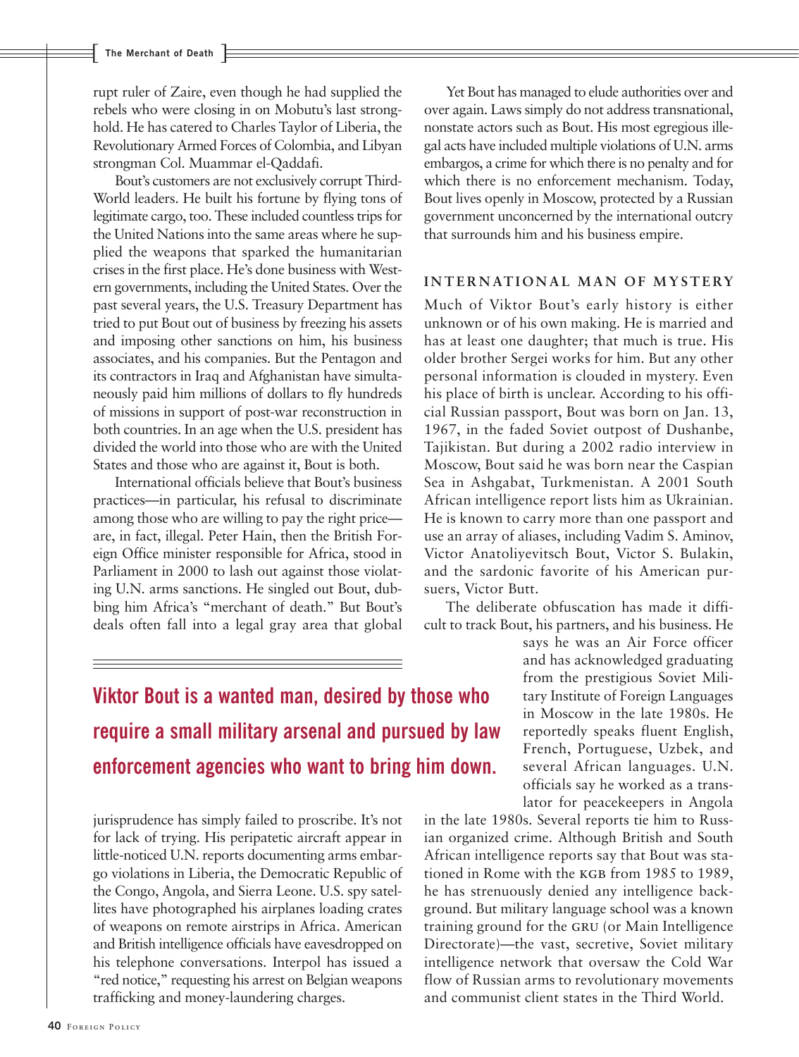rupt ruler of Zaire, even though he had supplied the rebels who were closing in on Mobutu's last stronghold. He has catered to Charles Taylor of Liberia, the Revolutionary Armed Forces of Colombia, and Libyan strongman Col. Muammar el-Qaddafi.

Bout's customers are not exclusively corrupt Third-World leaders. He built his fortune by flying tons of legitimate cargo, too. These included countless trips for the United Nations into the same areas where he supplied the weapons that sparked the humanitarian crises in the first place. He's done business with Western governments, including the United States. Over the past several years, the U.S. Treasury Department has tried to put Bout out of business by freezing his assets and imposing other sanctions on him, his business associates, and his companies. But the Pentagon and its contractors in Iraq and Afghanistan have simultaneously paid him millions of dollars to fly hundreds of missions in support of post-war reconstruction in both countries. In an age when the U.S. president has divided the world into those who are with the United States and those who are against it, Bout is both.

International officials believe that Bout's business practices—in particular, his refusal to discriminate among those who are willing to pay the right price—are, in fact, illegal. Peter Hain, then the British Foreign Office minister responsible for Africa, stood in Parliament in 2000 to lash out against those violating U.N. arms sanctions. He singled out Bout, dubbing him Africa's "merchant of death." But Bout's deals often fall into a legal gray area that global jurisprudence has simply failed to proscribe. It's not for lack of trying. His peripatetic aircraft appear in little-noticed U.N. reports documenting arms embargo violations in Liberia, the Democratic Republic of the Congo, Angola, and Sierra Leone. U.S. spy satellites have photographed his airplanes loading crates of weapons on remote airstrips in Africa. American and British intelligence officials have eavesdropped on his telephone conversations. Interpol has issued a "red notice," requesting his arrest on Belgian weapons trafficking and money-laundering charges.

**Viktor Bout is a wanted man, desired by those who require a small military arsenal and pursued by law enforcement agencies who want to bring him down.**

Yet Bout has managed to elude authorities over and over again. Laws simply do not address transnational, nonstate actors such as Bout. His most egregious illegal acts have included multiple violations of U.N. arms embargos, a crime for which there is no penalty and for which there is no enforcement mechanism. Today, Bout lives openly in Moscow, protected by a Russian government unconcerned by the international outcry that surrounds him and his business empire.

## INTERNATIONAL MAN OF MYSTERY

Much of Viktor Bout's early history is either unknown or of his own making. He is married and has at least one daughter; that much is true. His older brother Sergei works for him. But any other personal information is clouded in mystery. Even his place of birth is unclear. According to his official Russian passport, Bout was born on Jan. 13, 1967, in the faded Soviet outpost of Dushanbe, Tajikistan. But during a 2002 radio interview in Moscow, Bout said he was born near the Caspian Sea in Ashgabat, Turkmenistan. A 2001 South African intelligence report lists him as Ukrainian. He is known to carry more than one passport and use an array of aliases, including Vadim S. Aminov, Victor Anatoliyevitsch Bout, Victor S. Bulakin, and the sardonic favorite of his American pursuers, Victor Butt.

The deliberate obfuscation has made it difficult to track Bout, his partners, and his business. He says he was an Air Force officer and has acknowledged graduating from the prestigious Soviet Military Institute of Foreign Languages in Moscow in the late 1980s. He reportedly speaks fluent English, French, Portuguese, Uzbek, and several African languages. U.N. officials say he worked as a translator for peacekeepers in Angola in the late 1980s. Several reports tie him to Russian organized crime. Although British and South African intelligence reports say that Bout was stationed in Rome with the KGB from 1985 to 1989, he has strenuously denied any intelligence background. But military language school was a known training ground for the GRU (or Main Intelligence Directorate)—the vast, secretive, Soviet military intelligence network that oversaw the Cold War flow of Russian arms to revolutionary movements and communist client states in the Third World.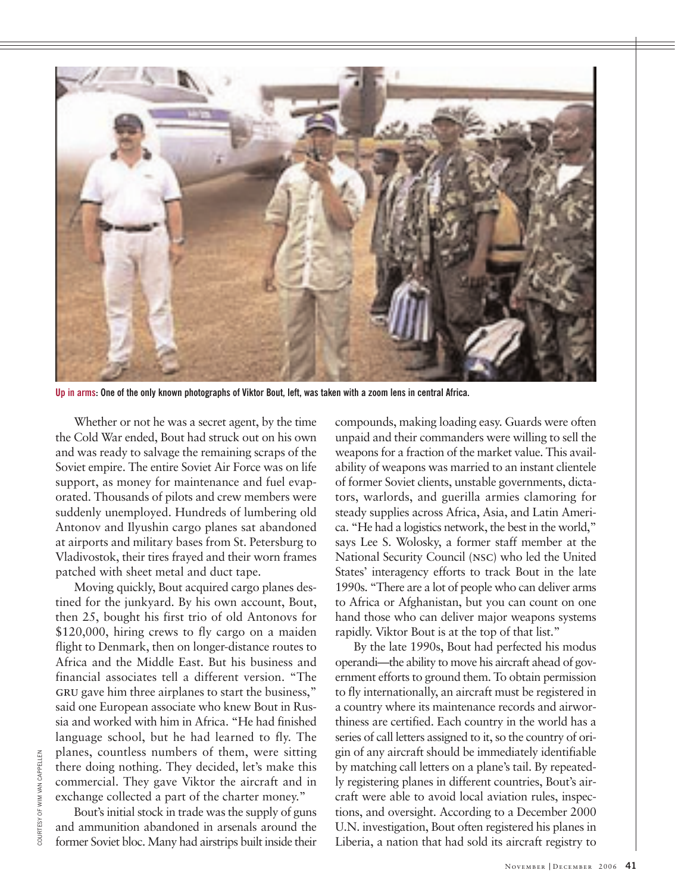**Up in arms**: One of the only known photographs of Viktor Bout, left, was taken with a zoom lens in central Africa.

COURTESY OF WIM VAN CAPPELLEN

Whether or not he was a secret agent, by the time the Cold War ended, Bout had struck out on his own and was ready to salvage the remaining scraps of the Soviet empire. The entire Soviet Air Force was on life support, as money for maintenance and fuel evaporated. Thousands of pilots and crew members were suddenly unemployed. Hundreds of lumbering old Antonov and Ilyushin cargo planes sat abandoned at airports and military bases from St. Petersburg to Vladivostok, their tires frayed and their worn frames patched with sheet metal and duct tape.

Moving quickly, Bout acquired cargo planes destined for the junkyard. By his own account, Bout, then 25, bought his first trio of old Antonovs for $120,000, hiring crews to fly cargo on a maiden flight to Denmark, then on longer-distance routes to Africa and the Middle East. But his business and financial associates tell a different version. "The GRU gave him three airplanes to start the business," said one European associate who knew Bout in Russia and worked with him in Africa. "He had finished language school, but he had learned to fly. The planes, countless numbers of them, were sitting there doing nothing. They decided, let's make this commercial. They gave Viktor the aircraft and in exchange collected a part of the charter money."

Bout's initial stock in trade was the supply of guns and ammunition abandoned in arsenals around the former Soviet bloc. Many had airstrips built inside their compounds, making loading easy. Guards were often unpaid and their commanders were willing to sell the weapons for a fraction of the market value. This availability of weapons was married to an instant clientele of former Soviet clients, unstable governments, dictators, warlords, and guerilla armies clamoring for steady supplies across Africa, Asia, and Latin America. "He had a logistics network, the best in the world," says Lee S. Wolosky, a former staff member at the National Security Council (NSC) who led the United States' interagency efforts to track Bout in the late 1990s. "There are a lot of people who can deliver arms to Africa or Afghanistan, but you can count on one hand those who can deliver major weapons systems rapidly. Viktor Bout is at the top of that list."

By the late 1990s, Bout had perfected his modus operandi—the ability to move his aircraft ahead of government efforts to ground them. To obtain permission to fly internationally, an aircraft must be registered in a country where its maintenance records and airworthiness are certified. Each country in the world has a series of call letters assigned to it, so the country of origin of any aircraft should be immediately identifiable by matching call letters on a plane's tail. By repeatedly registering planes in different countries, Bout's aircraft were able to avoid local aviation rules, inspections, and oversight. According to a December 2000 U.N. investigation, Bout often registered his planes in Liberia, a nation that had sold its aircraft registry to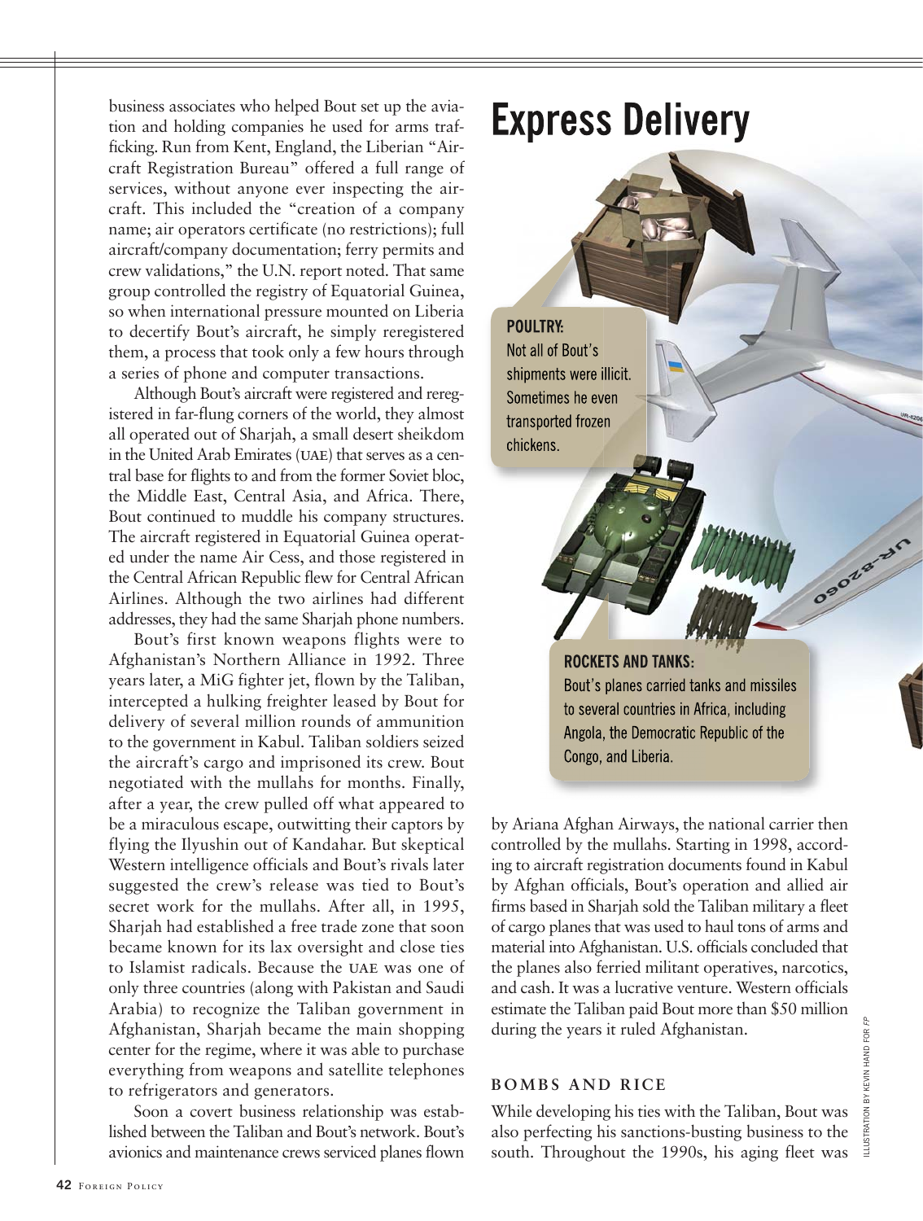business associates who helped Bout set up the aviation and holding companies he used for arms trafficking. Run from Kent, England, the Liberian "Aircraft Registration Bureau" offered a full range of services, without anyone ever inspecting the aircraft. This included the "creation of a company name; air operators certificate (no restrictions); full aircraft/company documentation; ferry permits and crew validations," the U.N. report noted. That same group controlled the registry of Equatorial Guinea, so when international pressure mounted on Liberia to decertify Bout's aircraft, he simply reregistered them, a process that took only a few hours through a series of phone and computer transactions.

Although Bout's aircraft were registered and reregistered in far-flung corners of the world, they almost all operated out of Sharjah, a small desert sheikdom in the United Arab Emirates (UAE) that serves as a central base for flights to and from the former Soviet bloc, the Middle East, Central Asia, and Africa. There, Bout continued to muddle his company structures. The aircraft registered in Equatorial Guinea operated under the name Air Cess, and those registered in the Central African Republic flew for Central African Airlines. Although the two airlines had different addresses, they had the same Sharjah phone numbers.

Bout's first known weapons flights were to Afghanistan's Northern Alliance in 1992. Three years later, a MiG fighter jet, flown by the Taliban, intercepted a hulking freighter leased by Bout for delivery of several million rounds of ammunition to the government in Kabul. Taliban soldiers seized the aircraft's cargo and imprisoned its crew. Bout negotiated with the mullahs for months. Finally, after a year, the crew pulled off what appeared to be a miraculous escape, outwitting their captors by flying the Ilyushin out of Kandahar. But skeptical Western intelligence officials and Bout's rivals later suggested the crew's release was tied to Bout's secret work for the mullahs. After all, in 1995, Sharjah had established a free trade zone that soon became known for its lax oversight and close ties to Islamist radicals. Because the UAE was one of only three countries (along with Pakistan and Saudi Arabia) to recognize the Taliban government in Afghanistan, Sharjah became the main shopping center for the regime, where it was able to purchase everything from weapons and satellite telephones to refrigerators and generators.

Soon a covert business relationship was established between the Taliban and Bout's network. Bout's avionics and maintenance crews serviced planes flown by Ariana Afghan Airways, the national carrier then controlled by the mullahs. Starting in 1998, according to aircraft registration documents found in Kabul by Afghan officials, Bout's operation and allied air firms based in Sharjah sold the Taliban military a fleet of cargo planes that was used to haul tons of arms and material into Afghanistan. U.S. officials concluded that the planes also ferried militant operatives, narcotics, and cash. It was a lucrative venture. Western officials estimate the Taliban paid Bout more than $50 million during the years it ruled Afghanistan.

## Express Delivery

**POULTRY:** Not all of Bout's shipments were illicit. Sometimes he even transported frozen chickens.

**ROCKETS AND TANKS:** Bout's planes carried tanks and missiles to several countries in Africa, including Angola, the Democratic Republic of the Congo, and Liberia.

ILLUSTRATION BY KEVIN HAND FOR FP

### BOMBS AND RICE

While developing his ties with the Taliban, Bout was also perfecting his sanctions-busting business to the south. Throughout the 1990s, his aging fleet was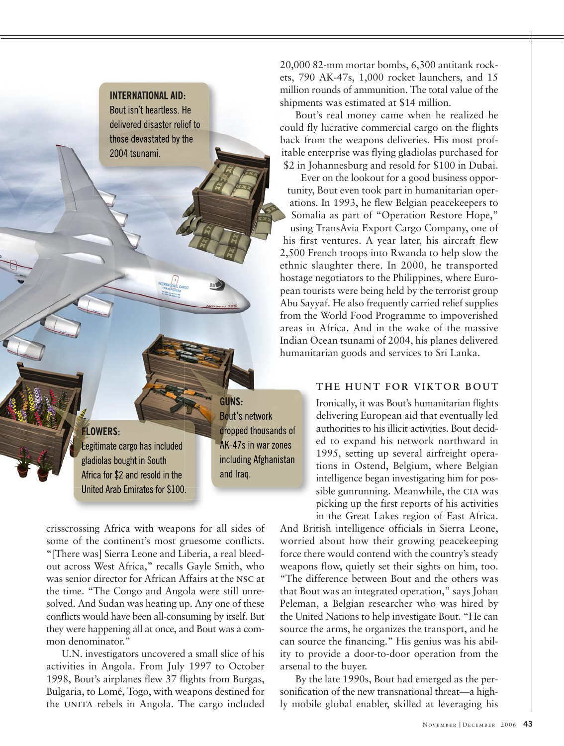**INTERNATIONAL AID:** Bout isn't heartless. He delivered disaster relief to those devastated by the 2004 tsunami.

**FLOWERS:** Legitimate cargo has included gladiolas bought in South Africa for $2 and resold in the United Arab Emirates for $100.

**GUNS:** Bout's network dropped thousands of AK-47s in war zones including Afghanistan and Iraq.

crisscrossing Africa with weapons for all sides of some of the continent's most gruesome conflicts. "[There was] Sierra Leone and Liberia, a real bleed-out across West Africa," recalls Gayle Smith, who was senior director for African Affairs at the NSC at the time. "The Congo and Angola were still unresolved. And Sudan was heating up. Any one of these conflicts would have been all-consuming by itself. But they were happening all at once, and Bout was a common denominator."

U.N. investigators uncovered a small slice of his activities in Angola. From July 1997 to October 1998, Bout's airplanes flew 37 flights from Burgas, Bulgaria, to Lomé, Togo, with weapons destined for the UNITA rebels in Angola. The cargo included 20,000 82-mm mortar bombs, 6,300 antitank rockets, 790 AK-47s, 1,000 rocket launchers, and 15 million rounds of ammunition. The total value of the shipments was estimated at $14 million.

Bout's real money came when he realized he could fly lucrative commercial cargo on the flights back from the weapons deliveries. His most profitable enterprise was flying gladiolas purchased for $2 in Johannesburg and resold for $100 in Dubai.

Ever on the lookout for a good business opportunity, Bout even took part in humanitarian operations. In 1993, he flew Belgian peacekeepers to Somalia as part of "Operation Restore Hope," using TransAvia Export Cargo Company, one of his first ventures. A year later, his aircraft flew 2,500 French troops into Rwanda to help slow the ethnic slaughter there. In 2000, he transported hostage negotiators to the Philippines, where European tourists were being held by the terrorist group Abu Sayyaf. He also frequently carried relief supplies from the World Food Programme to impoverished areas in Africa. And in the wake of the massive Indian Ocean tsunami of 2004, his planes delivered humanitarian goods and services to Sri Lanka.

## THE HUNT FOR VIKTOR BOUT

Ironically, it was Bout's humanitarian flights delivering European aid that eventually led authorities to his illicit activities. Bout decided to expand his network northward in 1995, setting up several airfreight operations in Ostend, Belgium, where Belgian intelligence began investigating him for possible gunrunning. Meanwhile, the CIA was picking up the first reports of his activities in the Great Lakes region of East Africa. And British intelligence officials in Sierra Leone, worried about how their growing peacekeeping force there would contend with the country's steady weapons flow, quietly set their sights on him, too. "The difference between Bout and the others was that Bout was an integrated operation," says Johan Peleman, a Belgian researcher who was hired by the United Nations to help investigate Bout. "He can source the arms, he organizes the transport, and he can source the financing." His genius was his ability to provide a door-to-door operation from the arsenal to the buyer.

By the late 1990s, Bout had emerged as the personification of the new transnational threat—a highly mobile global enabler, skilled at leveraging his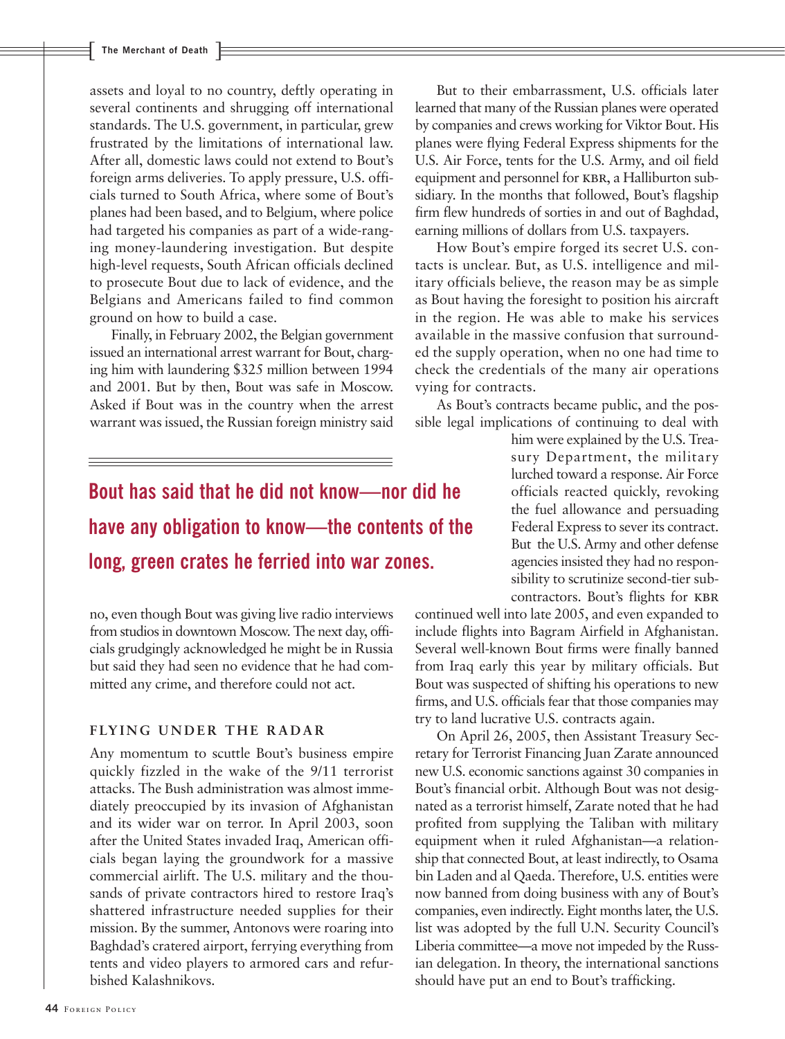assets and loyal to no country, deftly operating in several continents and shrugging off international standards. The U.S. government, in particular, grew frustrated by the limitations of international law. After all, domestic laws could not extend to Bout's foreign arms deliveries. To apply pressure, U.S. officials turned to South Africa, where some of Bout's planes had been based, and to Belgium, where police had targeted his companies as part of a wide-ranging money-laundering investigation. But despite high-level requests, South African officials declined to prosecute Bout due to lack of evidence, and the Belgians and Americans failed to find common ground on how to build a case.

Finally, in February 2002, the Belgian government issued an international arrest warrant for Bout, charging him with laundering $325 million between 1994 and 2001. But by then, Bout was safe in Moscow. Asked if Bout was in the country when the arrest warrant was issued, the Russian foreign ministry said no, even though Bout was giving live radio interviews from studios in downtown Moscow. The next day, officials grudgingly acknowledged he might be in Russia but said they had seen no evidence that he had committed any crime, and therefore could not act.

> **Bout has said that he did not know—nor did he have any obligation to know—the contents of the long, green crates he ferried into war zones.**

## FLYING UNDER THE RADAR

Any momentum to scuttle Bout's business empire quickly fizzled in the wake of the 9/11 terrorist attacks. The Bush administration was almost immediately preoccupied by its invasion of Afghanistan and its wider war on terror. In April 2003, soon after the United States invaded Iraq, American officials began laying the groundwork for a massive commercial airlift. The U.S. military and the thousands of private contractors hired to restore Iraq's shattered infrastructure needed supplies for their mission. By the summer, Antonovs were roaring into Baghdad's cratered airport, ferrying everything from tents and video players to armored cars and refurbished Kalashnikovs.

But to their embarrassment, U.S. officials later learned that many of the Russian planes were operated by companies and crews working for Viktor Bout. His planes were flying Federal Express shipments for the U.S. Air Force, tents for the U.S. Army, and oil field equipment and personnel for KBR, a Halliburton subsidiary. In the months that followed, Bout's flagship firm flew hundreds of sorties in and out of Baghdad, earning millions of dollars from U.S. taxpayers.

How Bout's empire forged its secret U.S. contacts is unclear. But, as U.S. intelligence and military officials believe, the reason may be as simple as Bout having the foresight to position his aircraft in the region. He was able to make his services available in the massive confusion that surrounded the supply operation, when no one had time to check the credentials of the many air operations vying for contracts.

As Bout's contracts became public, and the possible legal implications of continuing to deal with him were explained by the U.S. Treasury Department, the military lurched toward a response. Air Force officials reacted quickly, revoking the fuel allowance and persuading Federal Express to sever its contract. But the U.S. Army and other defense agencies insisted they had no responsibility to scrutinize second-tier subcontractors. Bout's flights for KBR continued well into late 2005, and even expanded to include flights into Bagram Airfield in Afghanistan. Several well-known Bout firms were finally banned from Iraq early this year by military officials. But Bout was suspected of shifting his operations to new firms, and U.S. officials fear that those companies may try to land lucrative U.S. contracts again.

On April 26, 2005, then Assistant Treasury Secretary for Terrorist Financing Juan Zarate announced new U.S. economic sanctions against 30 companies in Bout's financial orbit. Although Bout was not designated as a terrorist himself, Zarate noted that he had profited from supplying the Taliban with military equipment when it ruled Afghanistan—a relationship that connected Bout, at least indirectly, to Osama bin Laden and al Qaeda. Therefore, U.S. entities were now banned from doing business with any of Bout's companies, even indirectly. Eight months later, the U.S. list was adopted by the full U.N. Security Council's Liberia committee—a move not impeded by the Russian delegation. In theory, the international sanctions should have put an end to Bout's trafficking.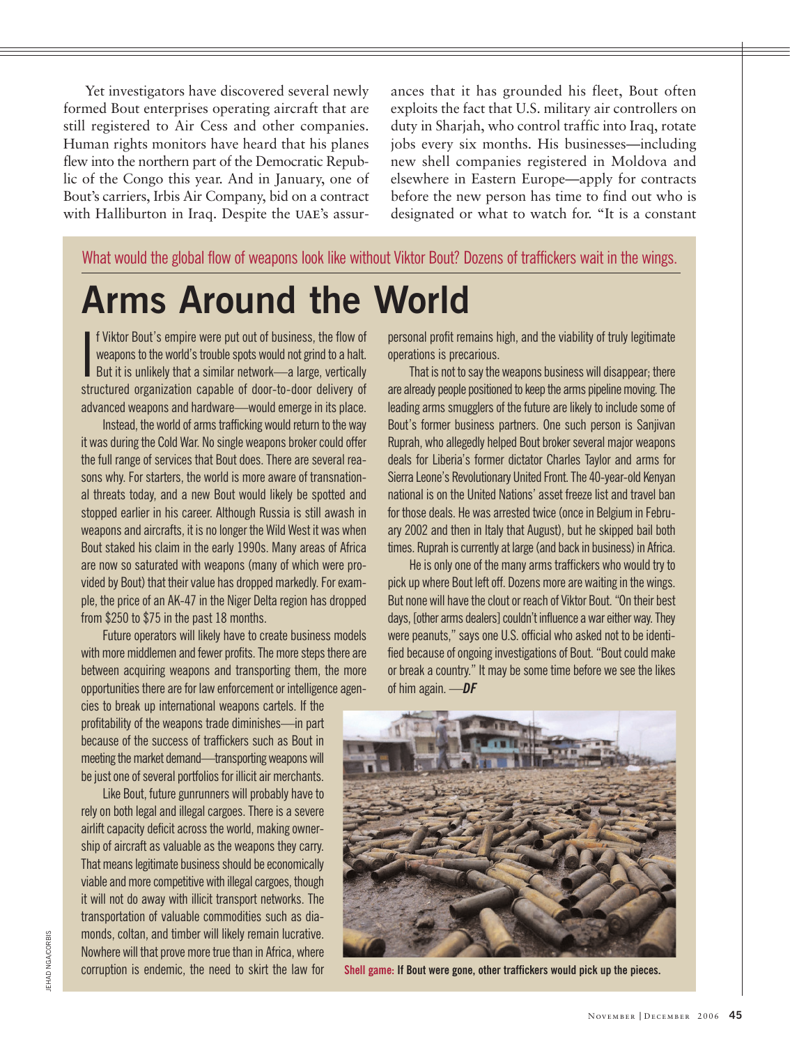Yet investigators have discovered several newly formed Bout enterprises operating aircraft that are still registered to Air Cess and other companies. Human rights monitors have heard that his planes flew into the northern part of the Democratic Republic of the Congo this year. And in January, one of Bout's carriers, Irbis Air Company, bid on a contract with Halliburton in Iraq. Despite the UAE's assurances that it has grounded his fleet, Bout often exploits the fact that U.S. military air controllers on duty in Sharjah, who control traffic into Iraq, rotate jobs every six months. His businesses—including new shell companies registered in Moldova and elsewhere in Eastern Europe—apply for contracts before the new person has time to find out who is designated or what to watch for. "It is a constant

What would the global flow of weapons look like without Viktor Bout? Dozens of traffickers wait in the wings.

# Arms Around the World

If Viktor Bout's empire were put out of business, the flow of weapons to the world's trouble spots would not grind to a halt. But it is unlikely that a similar network—a large, vertically structured organization capable of door-to-door delivery of advanced weapons and hardware—would emerge in its place.

Instead, the world of arms trafficking would return to the way it was during the Cold War. No single weapons broker could offer the full range of services that Bout does. There are several reasons why. For starters, the world is more aware of transnational threats today, and a new Bout would likely be spotted and stopped earlier in his career. Although Russia is still awash in weapons and aircrafts, it is no longer the Wild West it was when Bout staked his claim in the early 1990s. Many areas of Africa are now so saturated with weapons (many of which were provided by Bout) that their value has dropped markedly. For example, the price of an AK-47 in the Niger Delta region has dropped from $250 to $75 in the past 18 months.

Future operators will likely have to create business models with more middlemen and fewer profits. The more steps there are between acquiring weapons and transporting them, the more opportunities there are for law enforcement or intelligence agencies to break up international weapons cartels. If the profitability of the weapons trade diminishes—in part because of the success of traffickers such as Bout in meeting the market demand—transporting weapons will be just one of several portfolios for illicit air merchants.

Like Bout, future gunrunners will probably have to rely on both legal and illegal cargoes. There is a severe airlift capacity deficit across the world, making ownership of aircraft as valuable as the weapons they carry. That means legitimate business should be economically viable and more competitive with illegal cargoes, though it will not do away with illicit transport networks. The transportation of valuable commodities such as diamonds, coltan, and timber will likely remain lucrative. Nowhere will that prove more true than in Africa, where corruption is endemic, the need to skirt the law for personal profit remains high, and the viability of truly legitimate operations is precarious.

That is not to say the weapons business will disappear; there are already people positioned to keep the arms pipeline moving. The leading arms smugglers of the future are likely to include some of Bout's former business partners. One such person is Sanjivan Ruprah, who allegedly helped Bout broker several major weapons deals for Liberia's former dictator Charles Taylor and arms for Sierra Leone's Revolutionary United Front. The 40-year-old Kenyan national is on the United Nations' asset freeze list and travel ban for those deals. He was arrested twice (once in Belgium in February 2002 and then in Italy that August), but he skipped bail both times. Ruprah is currently at large (and back in business) in Africa.

He is only one of the many arms traffickers who would try to pick up where Bout left off. Dozens more are waiting in the wings. But none will have the clout or reach of Viktor Bout. "On their best days, [other arms dealers] couldn't influence a war either way. They were peanuts," says one U.S. official who asked not to be identified because of ongoing investigations of Bout. "Bout could make or break a country." It may be some time before we see the likes of him again. —***DF***

**Shell game:** **If Bout were gone, other traffickers would pick up the pieces.**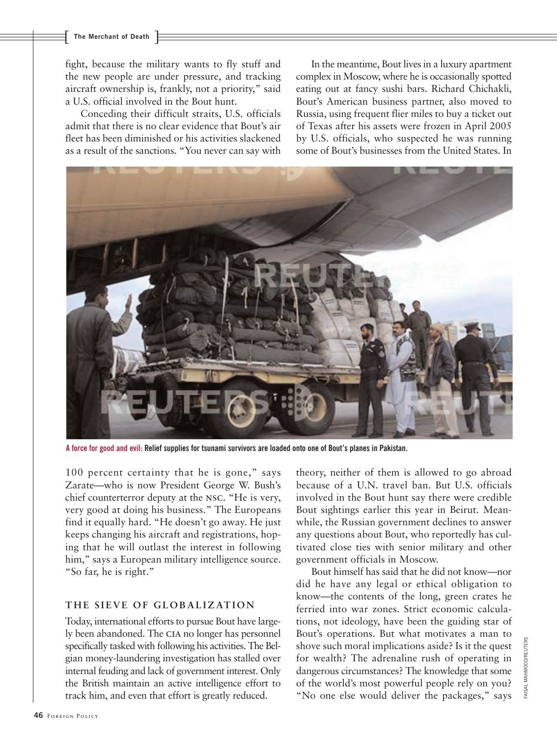fight, because the military wants to fly stuff and the new people are under pressure, and tracking aircraft ownership is, frankly, not a priority," said a U.S. official involved in the Bout hunt.

Conceding their difficult straits, U.S. officials admit that there is no clear evidence that Bout's air fleet has been diminished or his activities slackened as a result of the sanctions. "You never can say with 100 percent certainty that he is gone," says Zarate—who is now President George W. Bush's chief counterterror deputy at the NSC. "He is very, very good at doing his business." The Europeans find it equally hard. "He doesn't go away. He just keeps changing his aircraft and registrations, hoping that he will outlast the interest in following him," says a European military intelligence source. "So far, he is right."

## THE SIEVE OF GLOBALIZATION

Today, international efforts to pursue Bout have largely been abandoned. The CIA no longer has personnel specifically tasked with following his activities. The Belgian money-laundering investigation has stalled over internal feuding and lack of government interest. Only the British maintain an active intelligence effort to track him, and even that effort is greatly reduced.

In the meantime, Bout lives in a luxury apartment complex in Moscow, where he is occasionally spotted eating out at fancy sushi bars. Richard Chichakli, Bout's American business partner, also moved to Russia, using frequent flier miles to buy a ticket out of Texas after his assets were frozen in April 2005 by U.S. officials, who suspected he was running some of Bout's businesses from the United States. In theory, neither of them is allowed to go abroad because of a U.N. travel ban. But U.S. officials involved in the Bout hunt say there were credible Bout sightings earlier this year in Beirut. Meanwhile, the Russian government declines to answer any questions about Bout, who reportedly has cultivated close ties with senior military and other government officials in Moscow.

Bout himself has said that he did not know—nor did he have any legal or ethical obligation to know—the contents of the long, green crates he ferried into war zones. Strict economic calculations, not ideology, have been the guiding star of Bout's operations. But what motivates a man to shove such moral implications aside? Is it the quest for wealth? The adrenaline rush of operating in dangerous circumstances? The knowledge that some of the world's most powerful people rely on you? "No one else would deliver the packages," says

**A force for good and evil:** Relief supplies for tsunami survivors are loaded onto one of Bout's planes in Pakistan.

FAISAL MAHMOOD/REUTERS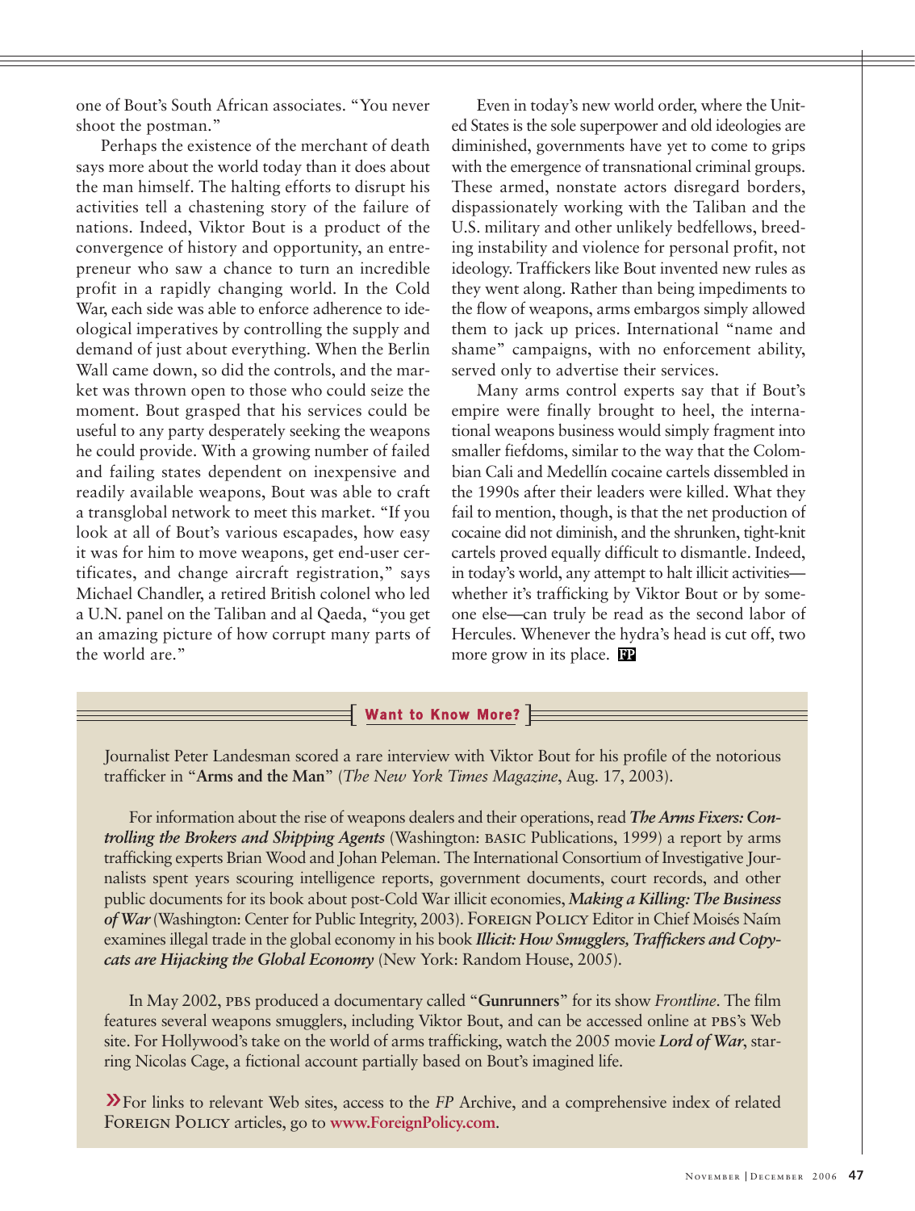one of Bout's South African associates. "You never shoot the postman."

Perhaps the existence of the merchant of death says more about the world today than it does about the man himself. The halting efforts to disrupt his activities tell a chastening story of the failure of nations. Indeed, Viktor Bout is a product of the convergence of history and opportunity, an entrepreneur who saw a chance to turn an incredible profit in a rapidly changing world. In the Cold War, each side was able to enforce adherence to ideological imperatives by controlling the supply and demand of just about everything. When the Berlin Wall came down, so did the controls, and the market was thrown open to those who could seize the moment. Bout grasped that his services could be useful to any party desperately seeking the weapons he could provide. With a growing number of failed and failing states dependent on inexpensive and readily available weapons, Bout was able to craft a transglobal network to meet this market. "If you look at all of Bout's various escapades, how easy it was for him to move weapons, get end-user certificates, and change aircraft registration," says Michael Chandler, a retired British colonel who led a U.N. panel on the Taliban and al Qaeda, "you get an amazing picture of how corrupt many parts of the world are."

Even in today's new world order, where the United States is the sole superpower and old ideologies are diminished, governments have yet to come to grips with the emergence of transnational criminal groups. These armed, nonstate actors disregard borders, dispassionately working with the Taliban and the U.S. military and other unlikely bedfellows, breeding instability and violence for personal profit, not ideology. Traffickers like Bout invented new rules as they went along. Rather than being impediments to the flow of weapons, arms embargos simply allowed them to jack up prices. International "name and shame" campaigns, with no enforcement ability, served only to advertise their services.

Many arms control experts say that if Bout's empire were finally brought to heel, the international weapons business would simply fragment into smaller fiefdoms, similar to the way that the Colombian Cali and Medellín cocaine cartels dissembled in the 1990s after their leaders were killed. What they fail to mention, though, is that the net production of cocaine did not diminish, and the shrunken, tight-knit cartels proved equally difficult to dismantle. Indeed, in today's world, any attempt to halt illicit activities—whether it's trafficking by Viktor Bout or by someone else—can truly be read as the second labor of Hercules. Whenever the hydra's head is cut off, two more grow in its place. FP

## Want to Know More?

Journalist Peter Landesman scored a rare interview with Viktor Bout for his profile of the notorious trafficker in "**Arms and the Man**" (*The New York Times Magazine*, Aug. 17, 2003).

For information about the rise of weapons dealers and their operations, read ***The Arms Fixers: Controlling the Brokers and Shipping Agents*** (Washington: BASIC Publications, 1999) a report by arms trafficking experts Brian Wood and Johan Peleman. The International Consortium of Investigative Journalists spent years scouring intelligence reports, government documents, court records, and other public documents for its book about post-Cold War illicit economies, ***Making a Killing: The Business of War*** (Washington: Center for Public Integrity, 2003). FOREIGN POLICY Editor in Chief Moisés Naím examines illegal trade in the global economy in his book ***Illicit: How Smugglers, Traffickers and Copycats are Hijacking the Global Economy*** (New York: Random House, 2005).

In May 2002, PBS produced a documentary called "**Gunrunners**" for its show *Frontline*. The film features several weapons smugglers, including Viktor Bout, and can be accessed online at PBS's Web site. For Hollywood's take on the world of arms trafficking, watch the 2005 movie ***Lord of War***, starring Nicolas Cage, a fictional account partially based on Bout's imagined life.

» For links to relevant Web sites, access to the *FP* Archive, and a comprehensive index of related FOREIGN POLICY articles, go to **www.ForeignPolicy.com**.